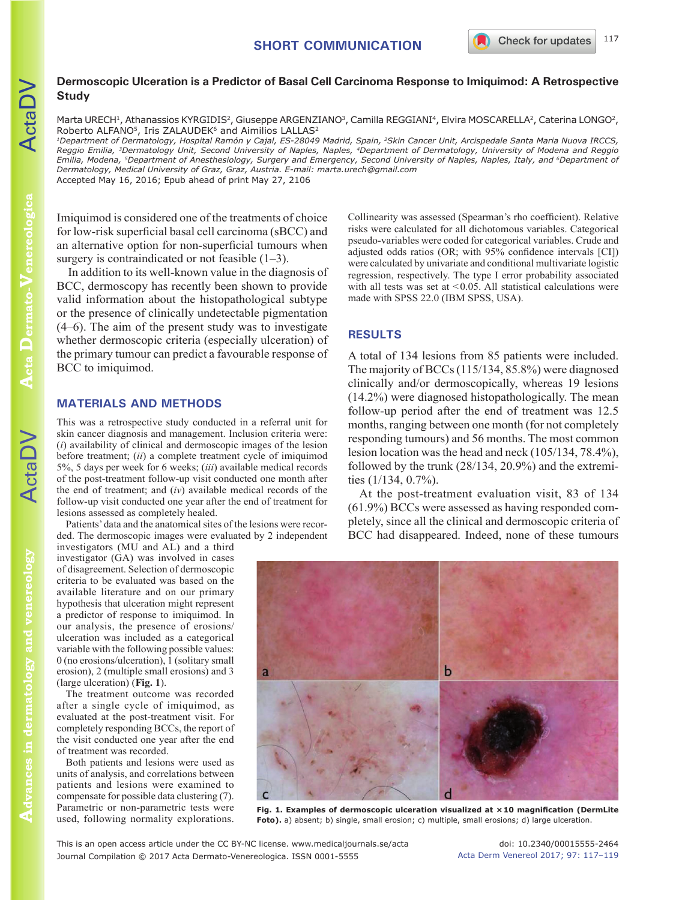SHORT COMMUNICATION

# Dermoscopic Ulceration is a Predictor of Basal Cell Carcinoma Response to Imiquimod: A Retrospective Study

Marta URECH[1], Athanassios KYRGIDIS[2], Giuseppe ARGENZIANO[3], Camilla REGGIANI[4], Elvira MOSCARELLA[2], Caterina LONGO[2], Roberto ALFANO[5], Iris ZALAUDEK[6] and Aimilios LALLAS[2]

[1]Department of Dermatology, Hospital Ramón y Cajal, ES-28049 Madrid, Spain, [2]Skin Cancer Unit, Arcispedale Santa Maria Nuova IRCCS, Reggio Emilia, [3]Dermatology Unit, Second University of Naples, Naples, [4]Department of Dermatology, University of Modena and Reggio Emilia, Modena, [5]Department of Anesthesiology, Surgery and Emergency, Second University of Naples, Naples, Italy, and [6]Department of Dermatology, Medical University of Graz, Graz, Austria. E-mail: marta.urech@gmail.com

Accepted May 16, 2016; Epub ahead of print May 27, 2106

Imiquimod is considered one of the treatments of choice for low-risk superficial basal cell carcinoma (sBCC) and an alternative option for non-superficial tumours when surgery is contraindicated or not feasible (1–3).

In addition to its well-known value in the diagnosis of BCC, dermoscopy has recently been shown to provide valid information about the histopathological subtype or the presence of clinically undetectable pigmentation (4–6). The aim of the present study was to investigate whether dermoscopic criteria (especially ulceration) of the primary tumour can predict a favourable response of BCC to imiquimod.

## MATERIALS AND METHODS

This was a retrospective study conducted in a referral unit for skin cancer diagnosis and management. Inclusion criteria were: (*i*) availability of clinical and dermoscopic images of the lesion before treatment; (*ii*) a complete treatment cycle of imiquimod 5%, 5 days per week for 6 weeks; (*iii*) available medical records of the post-treatment follow-up visit conducted one month after the end of treatment; and (*iv*) available medical records of the follow-up visit conducted one year after the end of treatment for lesions assessed as completely healed.

Patients' data and the anatomical sites of the lesions were recorded. The dermoscopic images were evaluated by 2 independent investigators (MU and AL) and a third investigator (GA) was involved in cases of disagreement. Selection of dermoscopic criteria to be evaluated was based on the available literature and on our primary hypothesis that ulceration might represent a predictor of response to imiquimod. In our analysis, the presence of erosions/ulceration was included as a categorical variable with the following possible values: 0 (no erosions/ulceration), 1 (solitary small erosion), 2 (multiple small erosions) and 3 (large ulceration) (**Fig. 1**).

The treatment outcome was recorded after a single cycle of imiquimod, as evaluated at the post-treatment visit. For completely responding BCCs, the report of the visit conducted one year after the end of treatment was recorded.

Both patients and lesions were used as units of analysis, and correlations between patients and lesions were examined to compensate for possible data clustering (7). Parametric or non-parametric tests were used, following normality explorations. Collinearity was assessed (Spearman's rho coefficient). Relative risks were calculated for all dichotomous variables. Categorical pseudo-variables were coded for categorical variables. Crude and adjusted odds ratios (OR; with 95% confidence intervals [CI]) were calculated by univariate and conditional multivariate logistic regression, respectively. The type I error probability associated with all tests was set at <0.05. All statistical calculations were made with SPSS 22.0 (IBM SPSS, USA).

## RESULTS

A total of 134 lesions from 85 patients were included. The majority of BCCs (115/134, 85.8%) were diagnosed clinically and/or dermoscopically, whereas 19 lesions (14.2%) were diagnosed histopathologically. The mean follow-up period after the end of treatment was 12.5 months, ranging between one month (for not completely responding tumours) and 56 months. The most common lesion location was the head and neck (105/134, 78.4%), followed by the trunk (28/134, 20.9%) and the extremities (1/134, 0.7%).

At the post-treatment evaluation visit, 83 of 134 (61.9%) BCCs were assessed as having responded completely, since all the clinical and dermoscopic criteria of BCC had disappeared. Indeed, none of these tumours

**Fig. 1. Examples of dermoscopic ulceration visualized at ×10 magnification (DermLite Foto).** a) absent; b) single, small erosion; c) multiple, small erosions; d) large ulceration.

This is an open access article under the CC BY-NC license. www.medicaljournals.se/acta

Journal Compilation © 2017 Acta Dermato-Venereologica. ISSN 0001-5555

doi: 10.2340/00015555-2464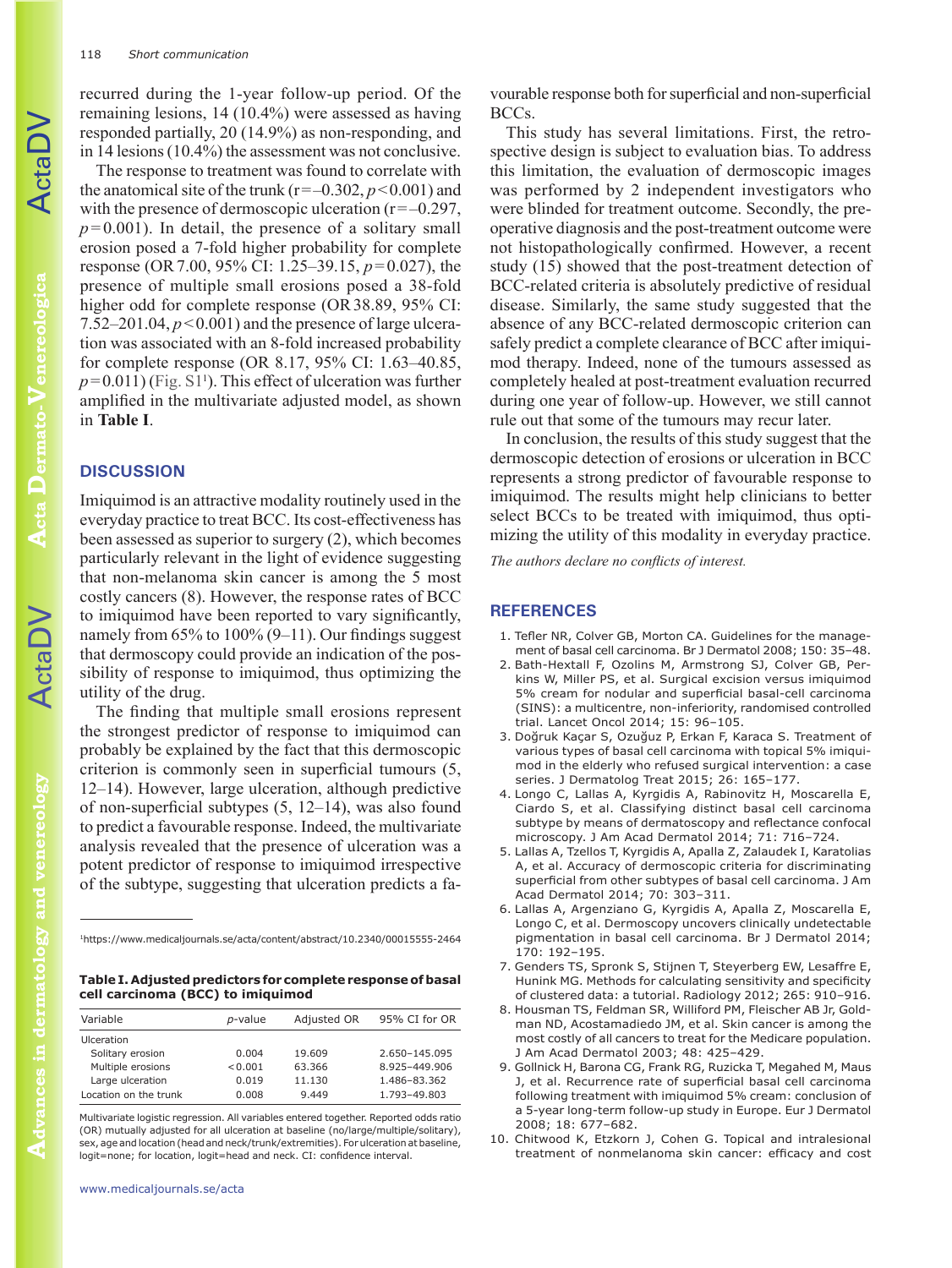recurred during the 1-year follow-up period. Of the remaining lesions, 14 (10.4%) were assessed as having responded partially, 20 (14.9%) as non-responding, and in 14 lesions (10.4%) the assessment was not conclusive.

The response to treatment was found to correlate with the anatomical site of the trunk ($r=-0.302$, $p<0.001$) and with the presence of dermoscopic ulceration ($r=-0.297$, $p=0.001$). In detail, the presence of a solitary small erosion posed a 7-fold higher probability for complete response (OR 7.00, 95% CI: 1.25–39.15, $p=0.027$), the presence of multiple small erosions posed a 38-fold higher odd for complete response (OR 38.89, 95% CI: 7.52–201.04, $p<0.001$) and the presence of large ulceration was associated with an 8-fold increased probability for complete response (OR 8.17, 95% CI: 1.63–40.85, $p=0.011$) (Fig. S1[1]). This effect of ulceration was further amplified in the multivariate adjusted model, as shown in **Table I**.

## DISCUSSION

Imiquimod is an attractive modality routinely used in the everyday practice to treat BCC. Its cost-effectiveness has been assessed as superior to surgery (2), which becomes particularly relevant in the light of evidence suggesting that non-melanoma skin cancer is among the 5 most costly cancers (8). However, the response rates of BCC to imiquimod have been reported to vary significantly, namely from 65% to 100% (9–11). Our findings suggest that dermoscopy could provide an indication of the possibility of response to imiquimod, thus optimizing the utility of the drug.

The finding that multiple small erosions represent the strongest predictor of response to imiquimod can probably be explained by the fact that this dermoscopic criterion is commonly seen in superficial tumours (5, 12–14). However, large ulceration, although predictive of non-superficial subtypes (5, 12–14), was also found to predict a favourable response. Indeed, the multivariate analysis revealed that the presence of ulceration was a potent predictor of response to imiquimod irrespective of the subtype, suggesting that ulceration predicts a favourable response both for superficial and non-superficial BCCs.

This study has several limitations. First, the retrospective design is subject to evaluation bias. To address this limitation, the evaluation of dermoscopic images was performed by 2 independent investigators who were blinded for treatment outcome. Secondly, the preoperative diagnosis and the post-treatment outcome were not histopathologically confirmed. However, a recent study (15) showed that the post-treatment detection of BCC-related criteria is absolutely predictive of residual disease. Similarly, the same study suggested that the absence of any BCC-related dermoscopic criterion can safely predict a complete clearance of BCC after imiquimod therapy. Indeed, none of the tumours assessed as completely healed at post-treatment evaluation recurred during one year of follow-up. However, we still cannot rule out that some of the tumours may recur later.

In conclusion, the results of this study suggest that the dermoscopic detection of erosions or ulceration in BCC represents a strong predictor of favourable response to imiquimod. The results might help clinicians to better select BCCs to be treated with imiquimod, thus optimizing the utility of this modality in everyday practice.

*The authors declare no conflicts of interest.*

[1]https://www.medicaljournals.se/acta/content/abstract/10.2340/00015555-2464

**Table I. Adjusted predictors for complete response of basal cell carcinoma (BCC) to imiquimod**

| Variable | p-value | Adjusted OR | 95% CI for OR |
|---|---|---|---|
| Ulceration | | | |
| Solitary erosion | 0.004 | 19.609 | 2.650–145.095 |
| Multiple erosions | <0.001 | 63.366 | 8.925–449.906 |
| Large ulceration | 0.019 | 11.130 | 1.486–83.362 |
| Location on the trunk | 0.008 | 9.449 | 1.793–49.803 |

Multivariate logistic regression. All variables entered together. Reported odds ratio (OR) mutually adjusted for all ulceration at baseline (no/large/multiple/solitary), sex, age and location (head and neck/trunk/extremities). For ulceration at baseline, logit=none; for location, logit=head and neck. CI: confidence interval.

## REFERENCES

1. Telfer NR, Colver GB, Morton CA. Guidelines for the management of basal cell carcinoma. Br J Dermatol 2008; 150: 35–48.
2. Bath-Hextall F, Ozolins M, Armstrong SJ, Colver GB, Perkins W, Miller PS, et al. Surgical excision versus imiquimod 5% cream for nodular and superficial basal-cell carcinoma (SINS): a multicentre, non-inferiority, randomised controlled trial. Lancet Oncol 2014; 15: 96–105.
3. Doğruk Kaçar S, Ozuğuz P, Erkan F, Karaca S. Treatment of various types of basal cell carcinoma with topical 5% imiquimod in the elderly who refused surgical intervention: a case series. J Dermatolog Treat 2015; 26: 165–177.
4. Longo C, Lallas A, Kyrgidis A, Rabinovitz H, Moscarella E, Ciardo S, et al. Classifying distinct basal cell carcinoma subtype by means of dermatoscopy and reflectance confocal microscopy. J Am Acad Dermatol 2014; 71: 716–724.
5. Lallas A, Tzellos T, Kyrgidis A, Apalla Z, Zalaudek I, Karatolias A, et al. Accuracy of dermoscopic criteria for discriminating superficial from other subtypes of basal cell carcinoma. J Am Acad Dermatol 2014; 70: 303–311.
6. Lallas A, Argenziano G, Kyrgidis A, Apalla Z, Moscarella E, Longo C, et al. Dermoscopy uncovers clinically undetectable pigmentation in basal cell carcinoma. Br J Dermatol 2014; 170: 192–195.
7. Genders TS, Spronk S, Stijnen T, Steyerberg EW, Lesaffre E, Hunink MG. Methods for calculating sensitivity and specificity of clustered data: a tutorial. Radiology 2012; 265: 910–916.
8. Housman TS, Feldman SR, Williford PM, Fleischer AB Jr, Goldman ND, Acostamadiedo JM, et al. Skin cancer is among the most costly of all cancers to treat for the Medicare population. J Am Acad Dermatol 2003; 48: 425–429.
9. Gollnick H, Barona CG, Frank RG, Ruzicka T, Megahed M, Maus J, et al. Recurrence rate of superficial basal cell carcinoma following treatment with imiquimod 5% cream: conclusion of a 5-year long-term follow-up study in Europe. Eur J Dermatol 2008; 18: 677–682.
10. Chitwood K, Etzkorn J, Cohen G. Topical and intralesional treatment of nonmelanoma skin cancer: efficacy and cost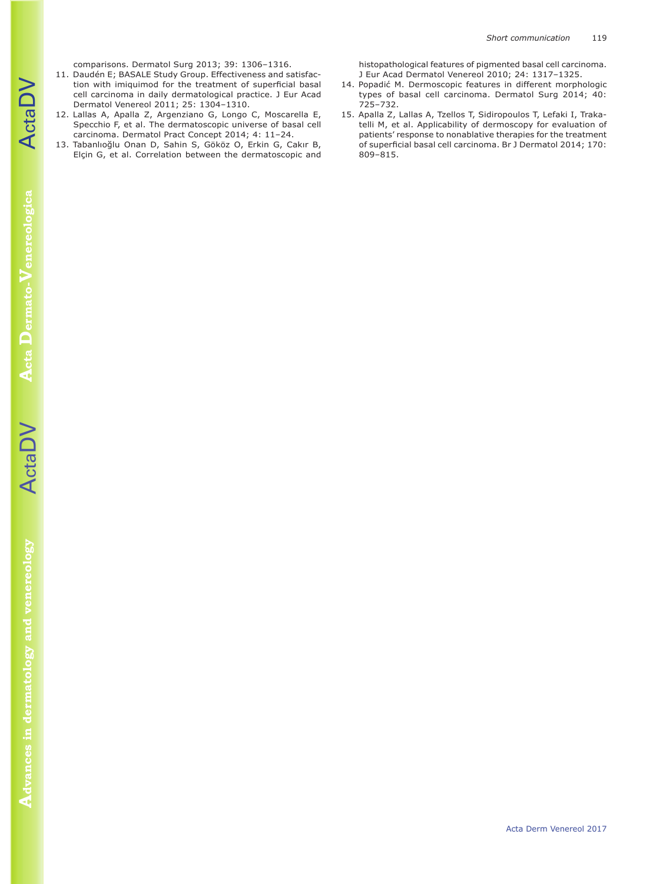comparisons. Dermatol Surg 2013; 39: 1306–1316.

11. Daudén E; BASALE Study Group. Effectiveness and satisfaction with imiquimod for the treatment of superficial basal cell carcinoma in daily dermatological practice. J Eur Acad Dermatol Venereol 2011; 25: 1304–1310.
12. Lallas A, Apalla Z, Argenziano G, Longo C, Moscarella E, Specchio F, et al. The dermatoscopic universe of basal cell carcinoma. Dermatol Pract Concept 2014; 4: 11–24.
13. Tabanlıoğlu Onan D, Sahin S, Gököz O, Erkin G, Cakır B, Elçin G, et al. Correlation between the dermatoscopic and histopathological features of pigmented basal cell carcinoma. J Eur Acad Dermatol Venereol 2010; 24: 1317–1325.
14. Popadić M. Dermoscopic features in different morphologic types of basal cell carcinoma. Dermatol Surg 2014; 40: 725–732.
15. Apalla Z, Lallas A, Tzellos T, Sidiropoulos T, Lefaki I, Trakatelli M, et al. Applicability of dermoscopy for evaluation of patients' response to nonablative therapies for the treatment of superficial basal cell carcinoma. Br J Dermatol 2014; 170: 809–815.